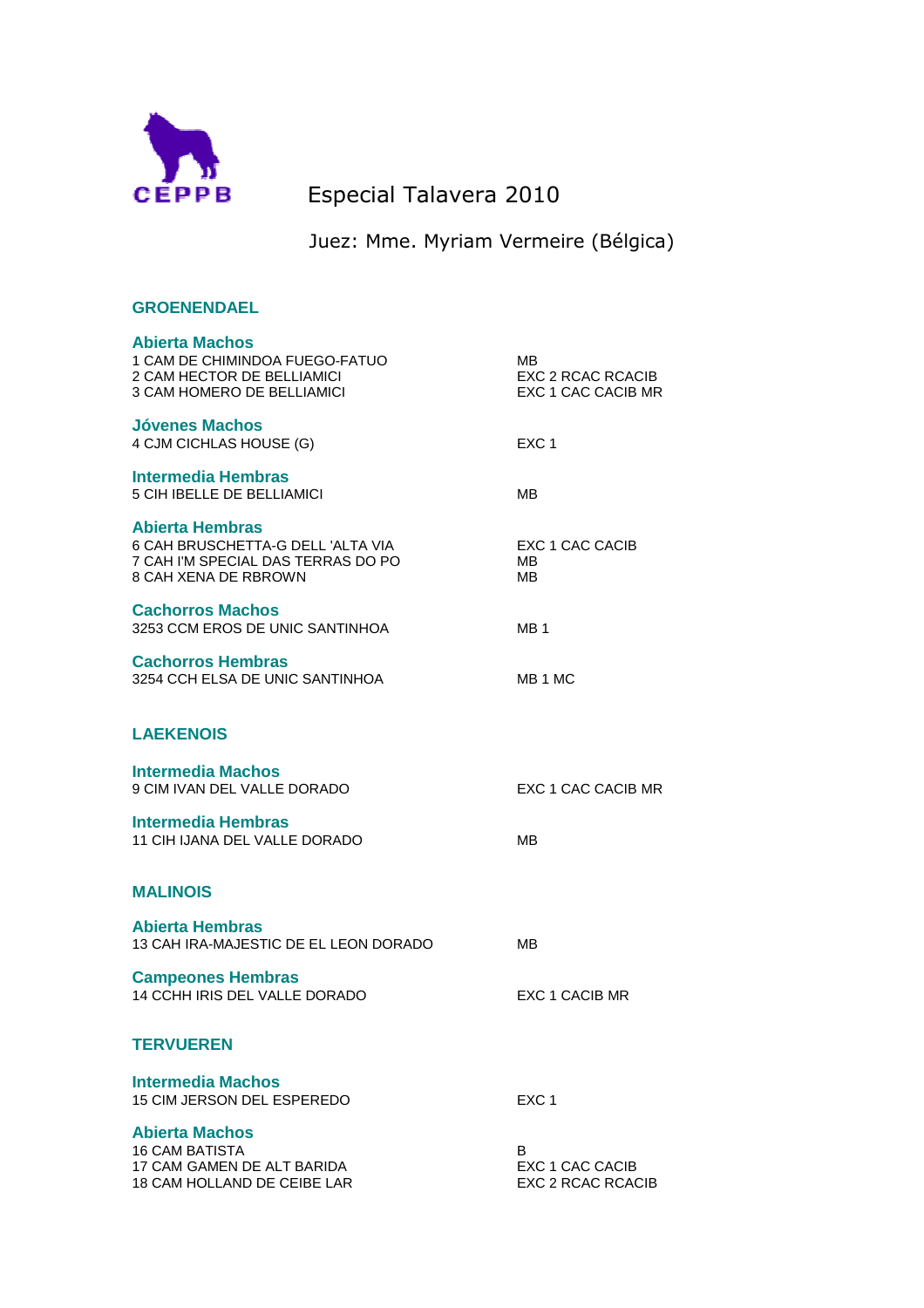CEPPB

# Especial Talavera 2010

Juez: Mme. Myriam Vermeire (Bélgica)

## GROENENDAEL

### Abierta Machos

| | |
|---|---|
| 1 CAM DE CHIMINDOA FUEGO-FATUO | MB |
| 2 CAM HECTOR DE BELLIAMICI | EXC 2 RCAC RCACIB |
| 3 CAM HOMERO DE BELLIAMICI | EXC 1 CAC CACIB MR |

### Jóvenes Machos

| | |
|---|---|
| 4 CJM CICHLAS HOUSE (G) | EXC 1 |

### Intermedia Hembras

| | |
|---|---|
| 5 CIH IBELLE DE BELLIAMICI | MB |

### Abierta Hembras

| | |
|---|---|
| 6 CAH BRUSCHETTA-G DELL 'ALTA VIA | EXC 1 CAC CACIB |
| 7 CAH I'M SPECIAL DAS TERRAS DO PO | MB |
| 8 CAH XENA DE RBROWN | MB |

### Cachorros Machos

| | |
|---|---|
| 3253 CCM EROS DE UNIC SANTINHOA | MB 1 |

### Cachorros Hembras

| | |
|---|---|
| 3254 CCH ELSA DE UNIC SANTINHOA | MB 1 MC |

## LAEKENOIS

### Intermedia Machos

| | |
|---|---|
| 9 CIM IVAN DEL VALLE DORADO | EXC 1 CAC CACIB MR |

### Intermedia Hembras

| | |
|---|---|
| 11 CIH IJANA DEL VALLE DORADO | MB |

## MALINOIS

### Abierta Hembras

| | |
|---|---|
| 13 CAH IRA-MAJESTIC DE EL LEON DORADO | MB |

### Campeones Hembras

| | |
|---|---|
| 14 CCHH IRIS DEL VALLE DORADO | EXC 1 CACIB MR |

## TERVUEREN

### Intermedia Machos

| | |
|---|---|
| 15 CIM JERSON DEL ESPEREDO | EXC 1 |

### Abierta Machos

| | |
|---|---|
| 16 CAM BATISTA | B |
| 17 CAM GAMEN DE ALT BARIDA | EXC 1 CAC CACIB |
| 18 CAM HOLLAND DE CEIBE LAR | EXC 2 RCAC RCACIB |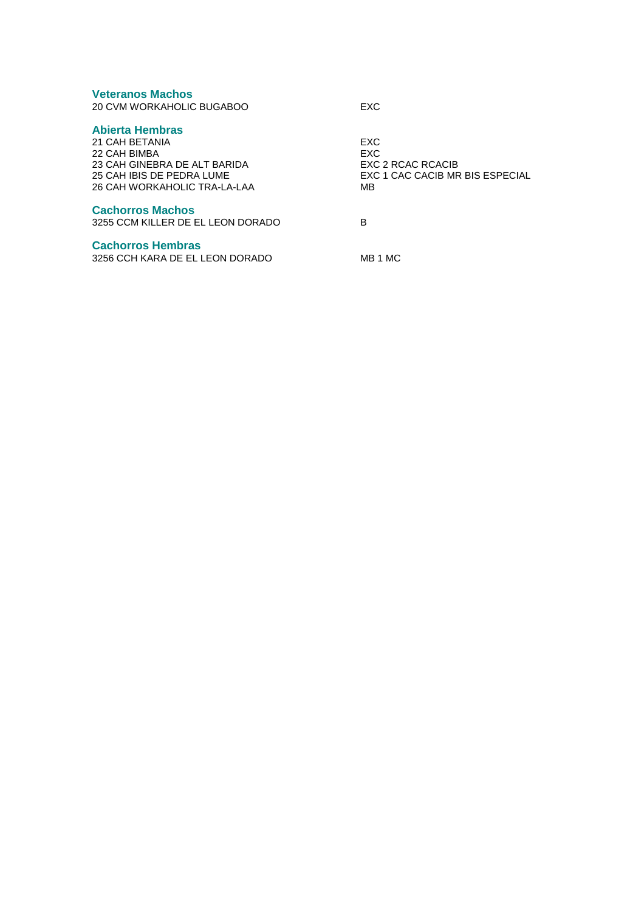### Veteranos Machos

| | |
|---|---|
| 20 CVM WORKAHOLIC BUGABOO | EXC |

### Abierta Hembras

| | |
|---|---|
| 21 CAH BETANIA | EXC |
| 22 CAH BIMBA | EXC |
| 23 CAH GINEBRA DE ALT BARIDA | EXC 2 RCAC RCACIB |
| 25 CAH IBIS DE PEDRA LUME | EXC 1 CAC CACIB MR BIS ESPECIAL |
| 26 CAH WORKAHOLIC TRA-LA-LAA | MB |

### Cachorros Machos

| | |
|---|---|
| 3255 CCM KILLER DE EL LEON DORADO | B |

### Cachorros Hembras

| | |
|---|---|
| 3256 CCH KARA DE EL LEON DORADO | MB 1 MC |